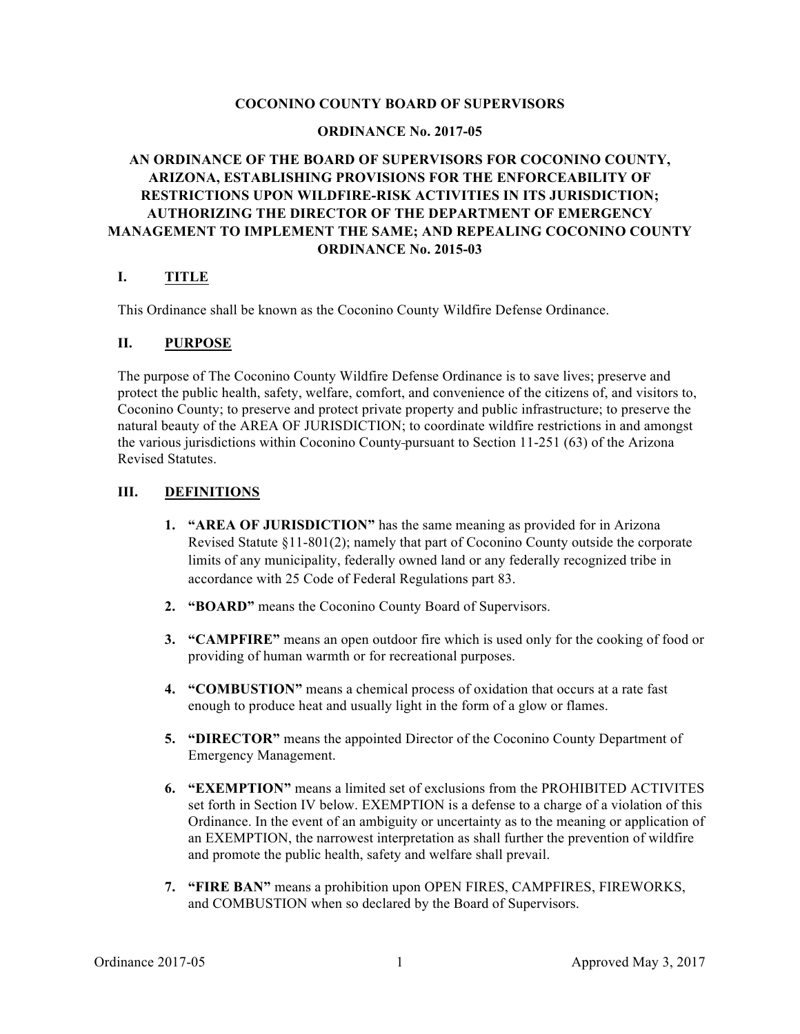**COCONINO COUNTY BOARD OF SUPERVISORS**

**ORDINANCE No. 2017-05**

**AN ORDINANCE OF THE BOARD OF SUPERVISORS FOR COCONINO COUNTY, ARIZONA, ESTABLISHING PROVISIONS FOR THE ENFORCEABILITY OF RESTRICTIONS UPON WILDFIRE-RISK ACTIVITIES IN ITS JURISDICTION; AUTHORIZING THE DIRECTOR OF THE DEPARTMENT OF EMERGENCY MANAGEMENT TO IMPLEMENT THE SAME; AND REPEALING COCONINO COUNTY ORDINANCE No. 2015-03**

## I. TITLE

This Ordinance shall be known as the Coconino County Wildfire Defense Ordinance.

## II. PURPOSE

The purpose of The Coconino County Wildfire Defense Ordinance is to save lives; preserve and protect the public health, safety, welfare, comfort, and convenience of the citizens of, and visitors to, Coconino County; to preserve and protect private property and public infrastructure; to preserve the natural beauty of the AREA OF JURISDICTION; to coordinate wildfire restrictions in and amongst the various jurisdictions within Coconino County pursuant to Section 11-251 (63) of the Arizona Revised Statutes.

## III. DEFINITIONS

1. **"AREA OF JURISDICTION"** has the same meaning as provided for in Arizona Revised Statute §11-801(2); namely that part of Coconino County outside the corporate limits of any municipality, federally owned land or any federally recognized tribe in accordance with 25 Code of Federal Regulations part 83.
2. **"BOARD"** means the Coconino County Board of Supervisors.
3. **"CAMPFIRE"** means an open outdoor fire which is used only for the cooking of food or providing of human warmth or for recreational purposes.
4. **"COMBUSTION"** means a chemical process of oxidation that occurs at a rate fast enough to produce heat and usually light in the form of a glow or flames.
5. **"DIRECTOR"** means the appointed Director of the Coconino County Department of Emergency Management.
6. **"EXEMPTION"** means a limited set of exclusions from the PROHIBITED ACTIVITES set forth in Section IV below. EXEMPTION is a defense to a charge of a violation of this Ordinance. In the event of an ambiguity or uncertainty as to the meaning or application of an EXEMPTION, the narrowest interpretation as shall further the prevention of wildfire and promote the public health, safety and welfare shall prevail.
7. **"FIRE BAN"** means a prohibition upon OPEN FIRES, CAMPFIRES, FIREWORKS, and COMBUSTION when so declared by the Board of Supervisors.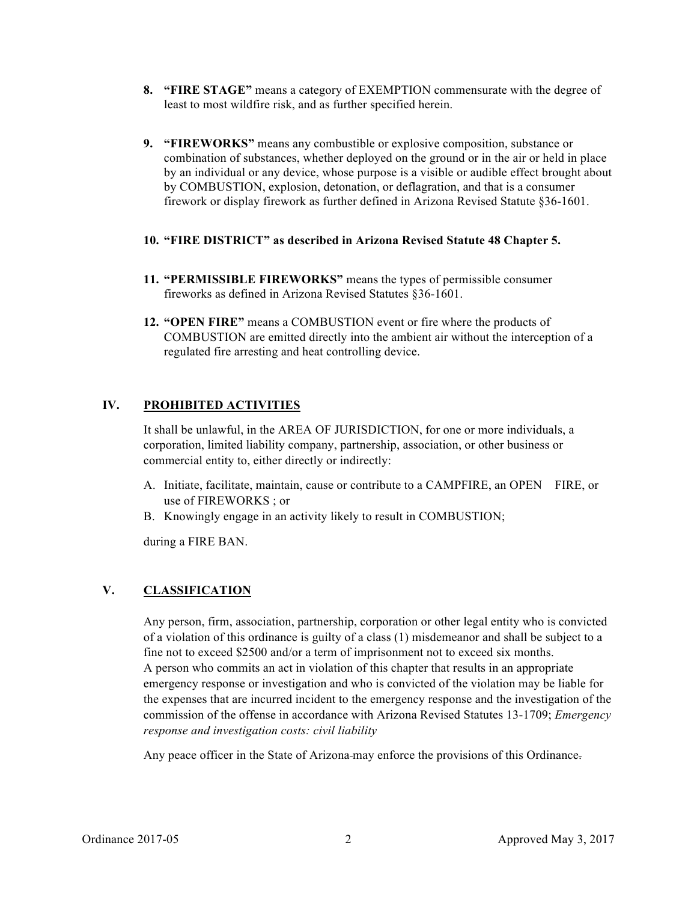8. **“FIRE STAGE”** means a category of EXEMPTION commensurate with the degree of least to most wildfire risk, and as further specified herein.

9. **“FIREWORKS”** means any combustible or explosive composition, substance or combination of substances, whether deployed on the ground or in the air or held in place by an individual or any device, whose purpose is a visible or audible effect brought about by COMBUSTION, explosion, detonation, or deflagration, and that is a consumer firework or display firework as further defined in Arizona Revised Statute §36-1601.

10. **“FIRE DISTRICT” as described in Arizona Revised Statute 48 Chapter 5.**

11. **“PERMISSIBLE FIREWORKS”** means the types of permissible consumer fireworks as defined in Arizona Revised Statutes §36-1601.

12. **“OPEN FIRE”** means a COMBUSTION event or fire where the products of COMBUSTION are emitted directly into the ambient air without the interception of a regulated fire arresting and heat controlling device.

## IV. PROHIBITED ACTIVITIES

It shall be unlawful, in the AREA OF JURISDICTION, for one or more individuals, a corporation, limited liability company, partnership, association, or other business or commercial entity to, either directly or indirectly:

A. Initiate, facilitate, maintain, cause or contribute to a CAMPFIRE, an OPEN FIRE, or use of FIREWORKS ; or
B. Knowingly engage in an activity likely to result in COMBUSTION;

during a FIRE BAN.

## V. CLASSIFICATION

Any person, firm, association, partnership, corporation or other legal entity who is convicted of a violation of this ordinance is guilty of a class (1) misdemeanor and shall be subject to a fine not to exceed $2500 and/or a term of imprisonment not to exceed six months. A person who commits an act in violation of this chapter that results in an appropriate emergency response or investigation and who is convicted of the violation may be liable for the expenses that are incurred incident to the emergency response and the investigation of the commission of the offense in accordance with Arizona Revised Statutes 13-1709; *Emergency response and investigation costs: civil liability*

Any peace officer in the State of Arizona may enforce the provisions of this Ordinance.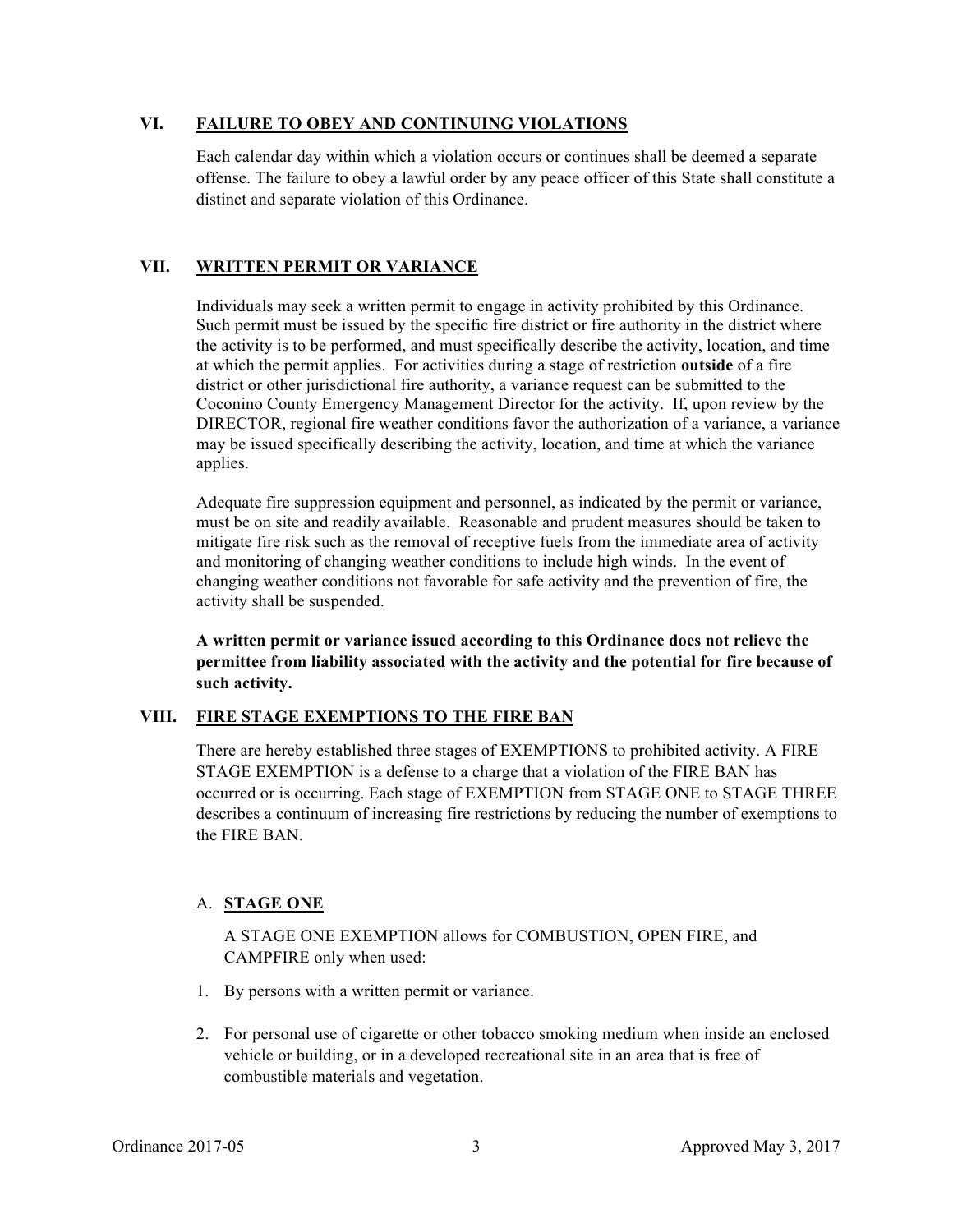## VI. FAILURE TO OBEY AND CONTINUING VIOLATIONS

Each calendar day within which a violation occurs or continues shall be deemed a separate offense. The failure to obey a lawful order by any peace officer of this State shall constitute a distinct and separate violation of this Ordinance.

## VII. WRITTEN PERMIT OR VARIANCE

Individuals may seek a written permit to engage in activity prohibited by this Ordinance. Such permit must be issued by the specific fire district or fire authority in the district where the activity is to be performed, and must specifically describe the activity, location, and time at which the permit applies. For activities during a stage of restriction **outside** of a fire district or other jurisdictional fire authority, a variance request can be submitted to the Coconino County Emergency Management Director for the activity. If, upon review by the DIRECTOR, regional fire weather conditions favor the authorization of a variance, a variance may be issued specifically describing the activity, location, and time at which the variance applies.

Adequate fire suppression equipment and personnel, as indicated by the permit or variance, must be on site and readily available. Reasonable and prudent measures should be taken to mitigate fire risk such as the removal of receptive fuels from the immediate area of activity and monitoring of changing weather conditions to include high winds. In the event of changing weather conditions not favorable for safe activity and the prevention of fire, the activity shall be suspended.

**A written permit or variance issued according to this Ordinance does not relieve the permittee from liability associated with the activity and the potential for fire because of such activity.**

## VIII. FIRE STAGE EXEMPTIONS TO THE FIRE BAN

There are hereby established three stages of EXEMPTIONS to prohibited activity. A FIRE STAGE EXEMPTION is a defense to a charge that a violation of the FIRE BAN has occurred or is occurring. Each stage of EXEMPTION from STAGE ONE to STAGE THREE describes a continuum of increasing fire restrictions by reducing the number of exemptions to the FIRE BAN.

### A. STAGE ONE

A STAGE ONE EXEMPTION allows for COMBUSTION, OPEN FIRE, and CAMPFIRE only when used:

1. By persons with a written permit or variance.
2. For personal use of cigarette or other tobacco smoking medium when inside an enclosed vehicle or building, or in a developed recreational site in an area that is free of combustible materials and vegetation.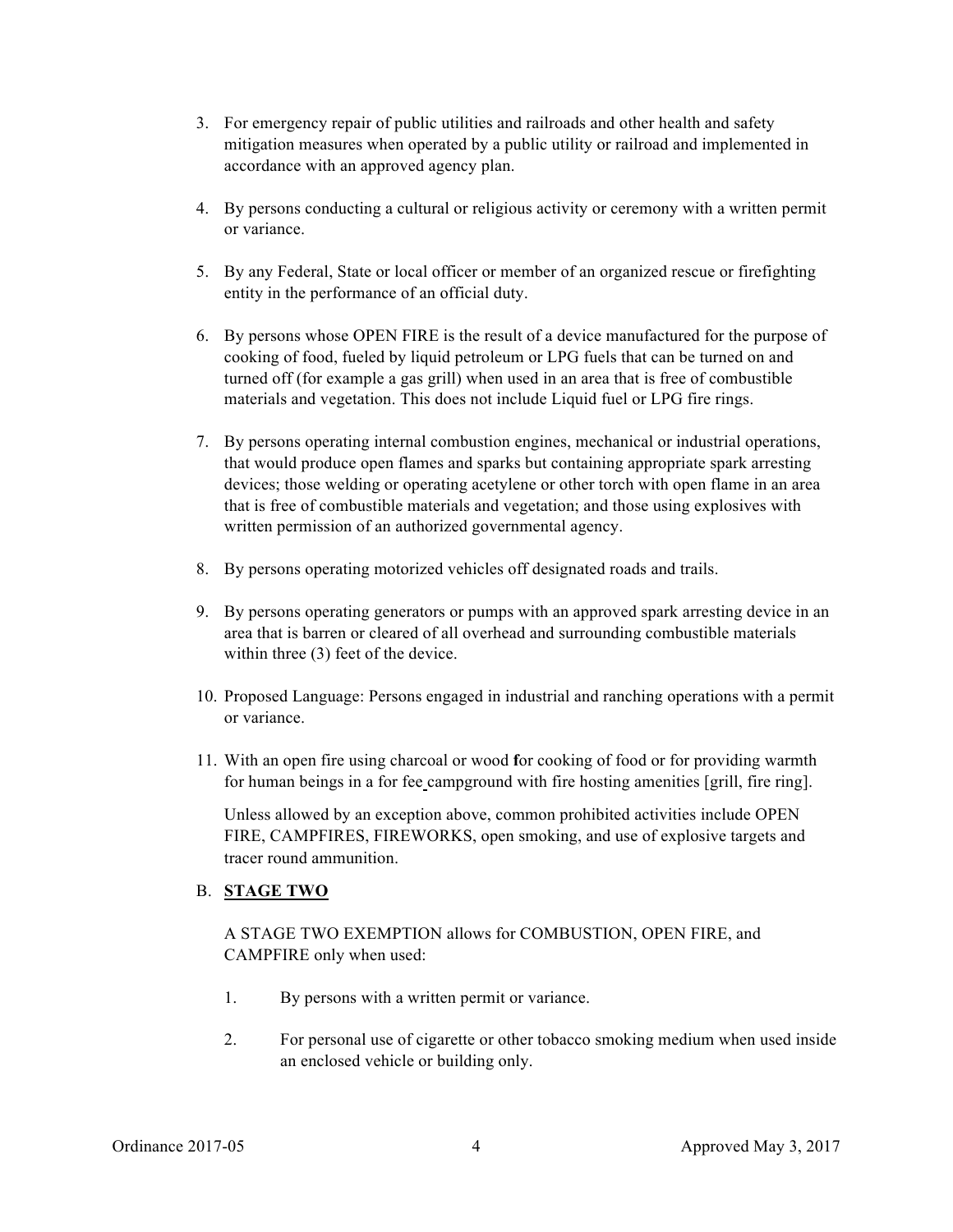3. For emergency repair of public utilities and railroads and other health and safety mitigation measures when operated by a public utility or railroad and implemented in accordance with an approved agency plan.

4. By persons conducting a cultural or religious activity or ceremony with a written permit or variance.

5. By any Federal, State or local officer or member of an organized rescue or firefighting entity in the performance of an official duty.

6. By persons whose OPEN FIRE is the result of a device manufactured for the purpose of cooking of food, fueled by liquid petroleum or LPG fuels that can be turned on and turned off (for example a gas grill) when used in an area that is free of combustible materials and vegetation. This does not include Liquid fuel or LPG fire rings.

7. By persons operating internal combustion engines, mechanical or industrial operations, that would produce open flames and sparks but containing appropriate spark arresting devices; those welding or operating acetylene or other torch with open flame in an area that is free of combustible materials and vegetation; and those using explosives with written permission of an authorized governmental agency.

8. By persons operating motorized vehicles off designated roads and trails.

9. By persons operating generators or pumps with an approved spark arresting device in an area that is barren or cleared of all overhead and surrounding combustible materials within three (3) feet of the device.

10. Proposed Language: Persons engaged in industrial and ranching operations with a permit or variance.

11. With an open fire using charcoal or wood for cooking of food or for providing warmth for human beings in a for fee campground with fire hosting amenities [grill, fire ring].

    Unless allowed by an exception above, common prohibited activities include OPEN FIRE, CAMPFIRES, FIREWORKS, open smoking, and use of explosive targets and tracer round ammunition.

B. **STAGE TWO**

A STAGE TWO EXEMPTION allows for COMBUSTION, OPEN FIRE, and CAMPFIRE only when used:

1. By persons with a written permit or variance.

2. For personal use of cigarette or other tobacco smoking medium when used inside an enclosed vehicle or building only.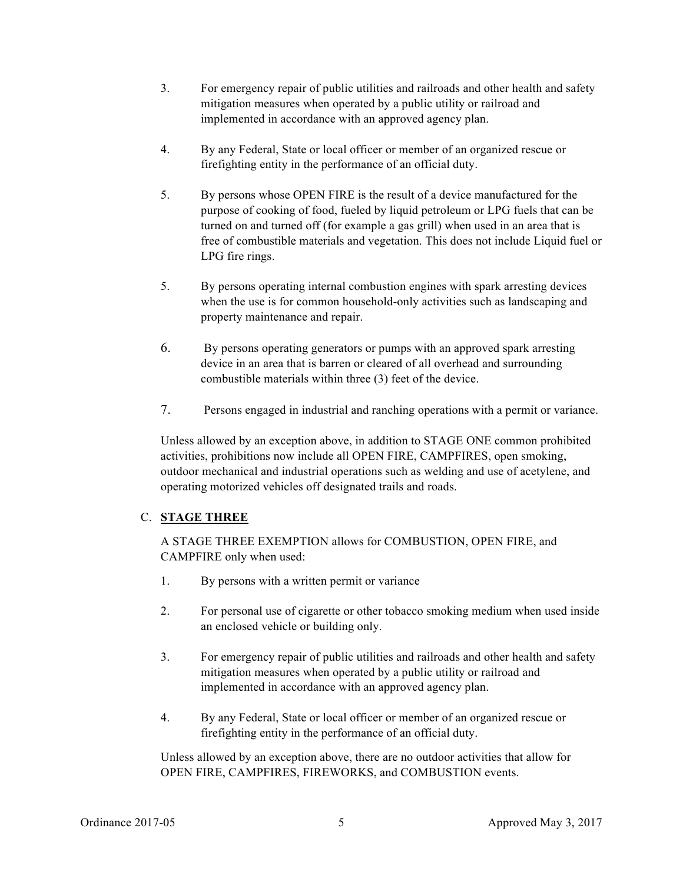3. For emergency repair of public utilities and railroads and other health and safety mitigation measures when operated by a public utility or railroad and implemented in accordance with an approved agency plan.

4. By any Federal, State or local officer or member of an organized rescue or firefighting entity in the performance of an official duty.

5. By persons whose OPEN FIRE is the result of a device manufactured for the purpose of cooking of food, fueled by liquid petroleum or LPG fuels that can be turned on and turned off (for example a gas grill) when used in an area that is free of combustible materials and vegetation. This does not include Liquid fuel or LPG fire rings.

5. By persons operating internal combustion engines with spark arresting devices when the use is for common household-only activities such as landscaping and property maintenance and repair.

6. By persons operating generators or pumps with an approved spark arresting device in an area that is barren or cleared of all overhead and surrounding combustible materials within three (3) feet of the device.

7. Persons engaged in industrial and ranching operations with a permit or variance.

Unless allowed by an exception above, in addition to STAGE ONE common prohibited activities, prohibitions now include all OPEN FIRE, CAMPFIRES, open smoking, outdoor mechanical and industrial operations such as welding and use of acetylene, and operating motorized vehicles off designated trails and roads.

C. **STAGE THREE**

A STAGE THREE EXEMPTION allows for COMBUSTION, OPEN FIRE, and CAMPFIRE only when used:

1. By persons with a written permit or variance

2. For personal use of cigarette or other tobacco smoking medium when used inside an enclosed vehicle or building only.

3. For emergency repair of public utilities and railroads and other health and safety mitigation measures when operated by a public utility or railroad and implemented in accordance with an approved agency plan.

4. By any Federal, State or local officer or member of an organized rescue or firefighting entity in the performance of an official duty.

Unless allowed by an exception above, there are no outdoor activities that allow for OPEN FIRE, CAMPFIRES, FIREWORKS, and COMBUSTION events.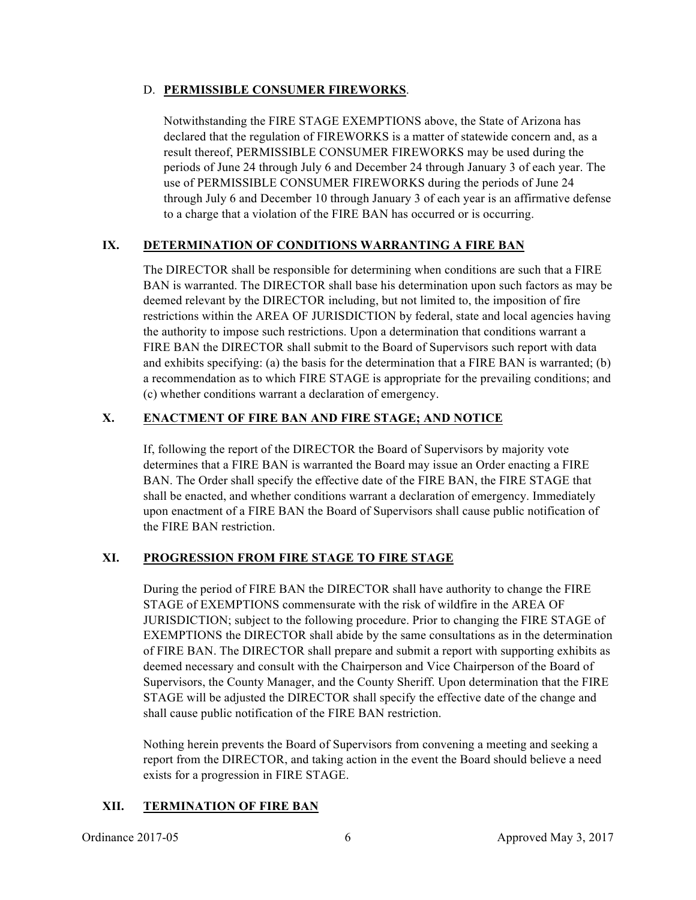D. **PERMISSIBLE CONSUMER FIREWORKS**.

Notwithstanding the FIRE STAGE EXEMPTIONS above, the State of Arizona has declared that the regulation of FIREWORKS is a matter of statewide concern and, as a result thereof, PERMISSIBLE CONSUMER FIREWORKS may be used during the periods of June 24 through July 6 and December 24 through January 3 of each year. The use of PERMISSIBLE CONSUMER FIREWORKS during the periods of June 24 through July 6 and December 10 through January 3 of each year is an affirmative defense to a charge that a violation of the FIRE BAN has occurred or is occurring.

## IX. DETERMINATION OF CONDITIONS WARRANTING A FIRE BAN

The DIRECTOR shall be responsible for determining when conditions are such that a FIRE BAN is warranted. The DIRECTOR shall base his determination upon such factors as may be deemed relevant by the DIRECTOR including, but not limited to, the imposition of fire restrictions within the AREA OF JURISDICTION by federal, state and local agencies having the authority to impose such restrictions. Upon a determination that conditions warrant a FIRE BAN the DIRECTOR shall submit to the Board of Supervisors such report with data and exhibits specifying: (a) the basis for the determination that a FIRE BAN is warranted; (b) a recommendation as to which FIRE STAGE is appropriate for the prevailing conditions; and (c) whether conditions warrant a declaration of emergency.

## X. ENACTMENT OF FIRE BAN AND FIRE STAGE; AND NOTICE

If, following the report of the DIRECTOR the Board of Supervisors by majority vote determines that a FIRE BAN is warranted the Board may issue an Order enacting a FIRE BAN. The Order shall specify the effective date of the FIRE BAN, the FIRE STAGE that shall be enacted, and whether conditions warrant a declaration of emergency. Immediately upon enactment of a FIRE BAN the Board of Supervisors shall cause public notification of the FIRE BAN restriction.

## XI. PROGRESSION FROM FIRE STAGE TO FIRE STAGE

During the period of FIRE BAN the DIRECTOR shall have authority to change the FIRE STAGE of EXEMPTIONS commensurate with the risk of wildfire in the AREA OF JURISDICTION; subject to the following procedure. Prior to changing the FIRE STAGE of EXEMPTIONS the DIRECTOR shall abide by the same consultations as in the determination of FIRE BAN. The DIRECTOR shall prepare and submit a report with supporting exhibits as deemed necessary and consult with the Chairperson and Vice Chairperson of the Board of Supervisors, the County Manager, and the County Sheriff. Upon determination that the FIRE STAGE will be adjusted the DIRECTOR shall specify the effective date of the change and shall cause public notification of the FIRE BAN restriction.

Nothing herein prevents the Board of Supervisors from convening a meeting and seeking a report from the DIRECTOR, and taking action in the event the Board should believe a need exists for a progression in FIRE STAGE.

## XII. TERMINATION OF FIRE BAN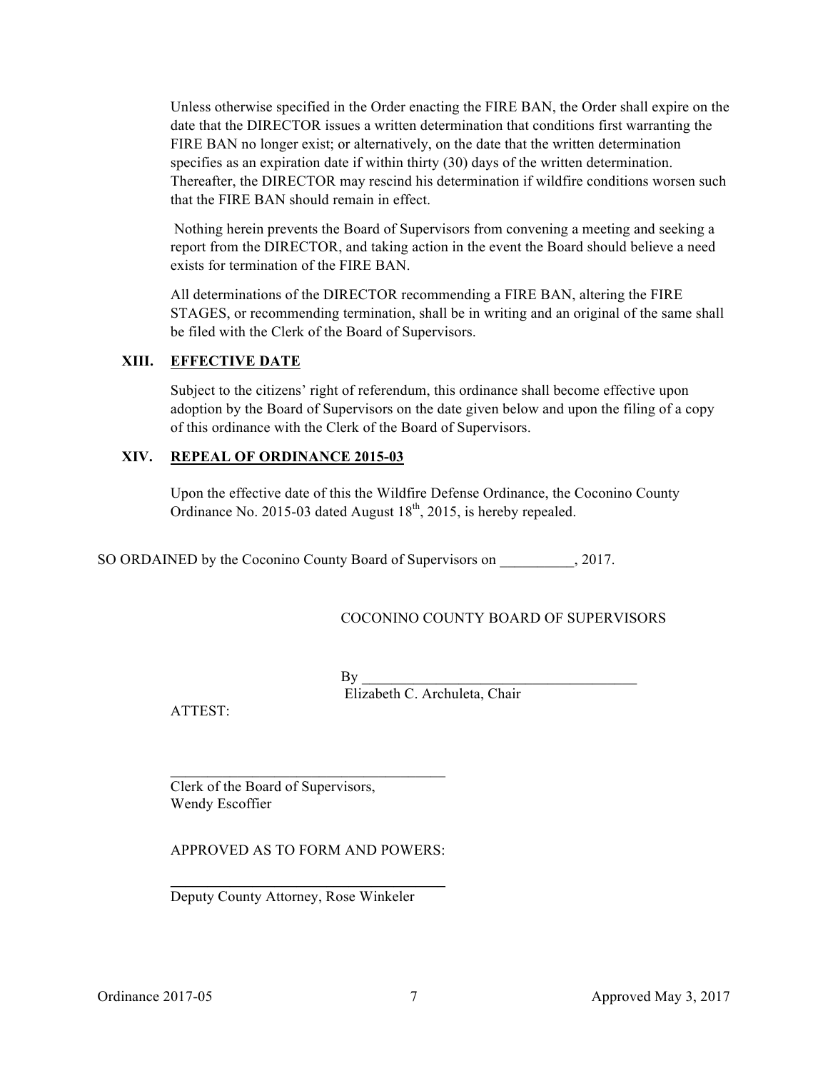Unless otherwise specified in the Order enacting the FIRE BAN, the Order shall expire on the date that the DIRECTOR issues a written determination that conditions first warranting the FIRE BAN no longer exist; or alternatively, on the date that the written determination specifies as an expiration date if within thirty (30) days of the written determination. Thereafter, the DIRECTOR may rescind his determination if wildfire conditions worsen such that the FIRE BAN should remain in effect.

Nothing herein prevents the Board of Supervisors from convening a meeting and seeking a report from the DIRECTOR, and taking action in the event the Board should believe a need exists for termination of the FIRE BAN.

All determinations of the DIRECTOR recommending a FIRE BAN, altering the FIRE STAGES, or recommending termination, shall be in writing and an original of the same shall be filed with the Clerk of the Board of Supervisors.

## XIII. EFFECTIVE DATE

Subject to the citizens' right of referendum, this ordinance shall become effective upon adoption by the Board of Supervisors on the date given below and upon the filing of a copy of this ordinance with the Clerk of the Board of Supervisors.

## XIV. REPEAL OF ORDINANCE 2015-03

Upon the effective date of this the Wildfire Defense Ordinance, the Coconino County Ordinance No. 2015-03 dated August 18th, 2015, is hereby repealed.

SO ORDAINED by the Coconino County Board of Supervisors on __________, 2017.

COCONINO COUNTY BOARD OF SUPERVISORS

By ______________________________________
Elizabeth C. Archuleta, Chair

ATTEST:

______________________________________
Clerk of the Board of Supervisors,
Wendy Escoffier

APPROVED AS TO FORM AND POWERS:

______________________________________
Deputy County Attorney, Rose Winkeler

Ordinance 2017-05 Approved May 3, 2017